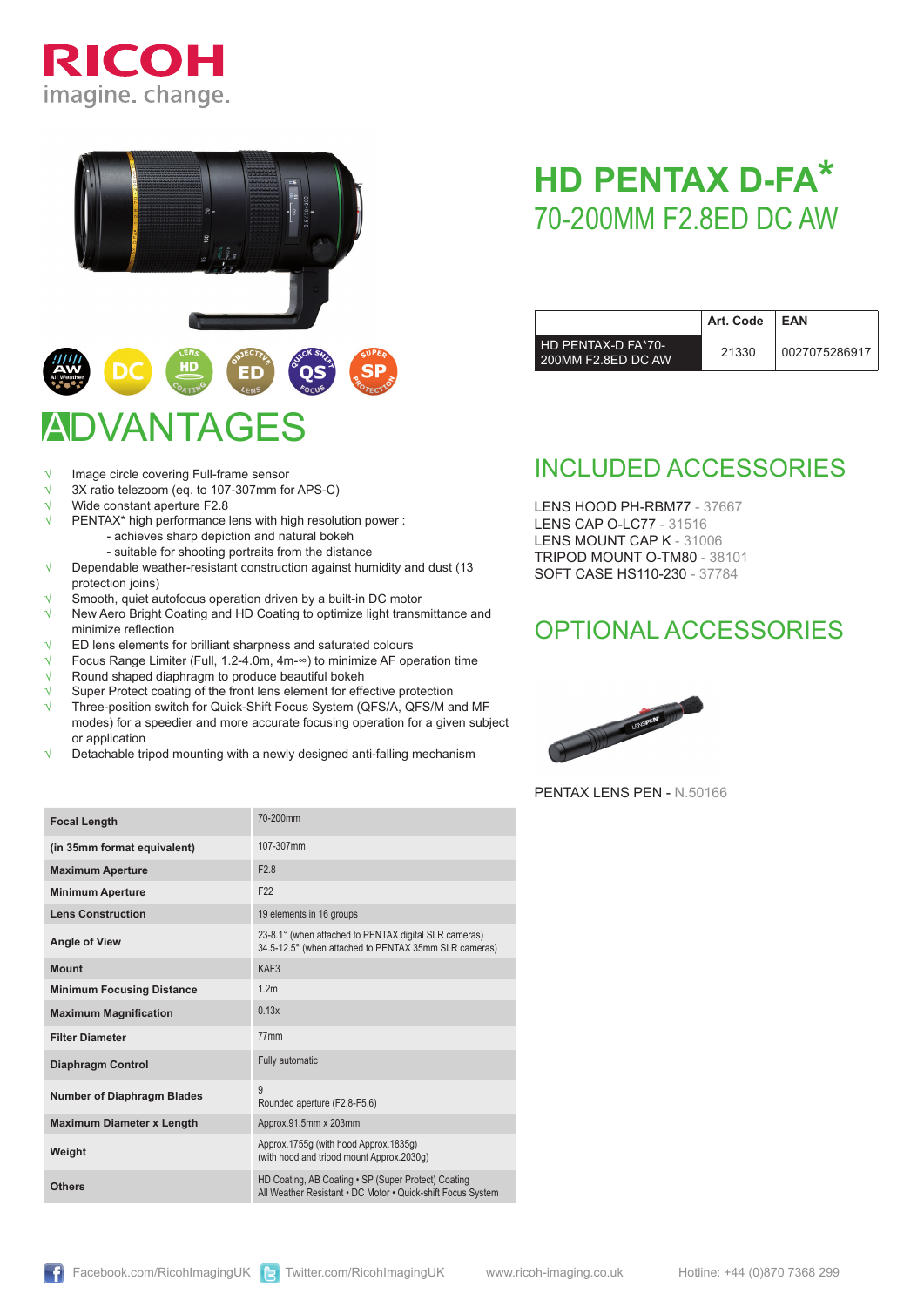RICOH
imagine. change.

# HD PENTAX D-FA*
## 70-200MM F2.8ED DC AW

| | Art. Code | EAN |
|---|---|---|
| HD PENTAX-D FA*70-200MM F2.8ED DC AW | 21330 | 0027075286917 |

# ADVANTAGES

- Image circle covering Full-frame sensor
- 3X ratio telezoom (eq. to 107-307mm for APS-C)
- Wide constant aperture F2.8
- PENTAX* high performance lens with high resolution power :
  - achieves sharp depiction and natural bokeh
  - suitable for shooting portraits from the distance
- Dependable weather-resistant construction against humidity and dust (13 protection joins)
- Smooth, quiet autofocus operation driven by a built-in DC motor
- New Aero Bright Coating and HD Coating to optimize light transmittance and minimize reflection
- ED lens elements for brilliant sharpness and saturated colours
- Focus Range Limiter (Full, 1.2-4.0m, 4m-∞) to minimize AF operation time
- Round shaped diaphragm to produce beautiful bokeh
- Super Protect coating of the front lens element for effective protection
- Three-position switch for Quick-Shift Focus System (QFS/A, QFS/M and MF modes) for a speedier and more accurate focusing operation for a given subject or application
- Detachable tripod mounting with a newly designed anti-falling mechanism

| | |
|---|---|
| **Focal Length** | 70-200mm |
| **(in 35mm format equivalent)** | 107-307mm |
| **Maximum Aperture** | F2.8 |
| **Minimum Aperture** | F22 |
| **Lens Construction** | 19 elements in 16 groups |
| **Angle of View** | 23-8.1° (when attached to PENTAX digital SLR cameras)<br>34.5-12.5° (when attached to PENTAX 35mm SLR cameras) |
| **Mount** | KAF3 |
| **Minimum Focusing Distance** | 1.2m |
| **Maximum Magnification** | 0.13x |
| **Filter Diameter** | 77mm |
| **Diaphragm Control** | Fully automatic |
| **Number of Diaphragm Blades** | 9<br>Rounded aperture (F2.8-F5.6) |
| **Maximum Diameter x Length** | Approx.91.5mm x 203mm |
| **Weight** | Approx.1755g (with hood Approx.1835g)<br>(with hood and tripod mount Approx.2030g) |
| **Others** | HD Coating, AB Coating • SP (Super Protect) Coating<br>All Weather Resistant • DC Motor • Quick-shift Focus System |

## INCLUDED ACCESSORIES

LENS HOOD PH-RBM77 - 37667
LENS CAP O-LC77 - 31516
LENS MOUNT CAP K - 31006
TRIPOD MOUNT O-TM80 - 38101
SOFT CASE HS110-230 - 37784

## OPTIONAL ACCESSORIES

PENTAX LENS PEN - N.50166

Facebook.com/RicohImagingUK Twitter.com/RicohImagingUK www.ricoh-imaging.co.uk Hotline: +44 (0)870 7368 299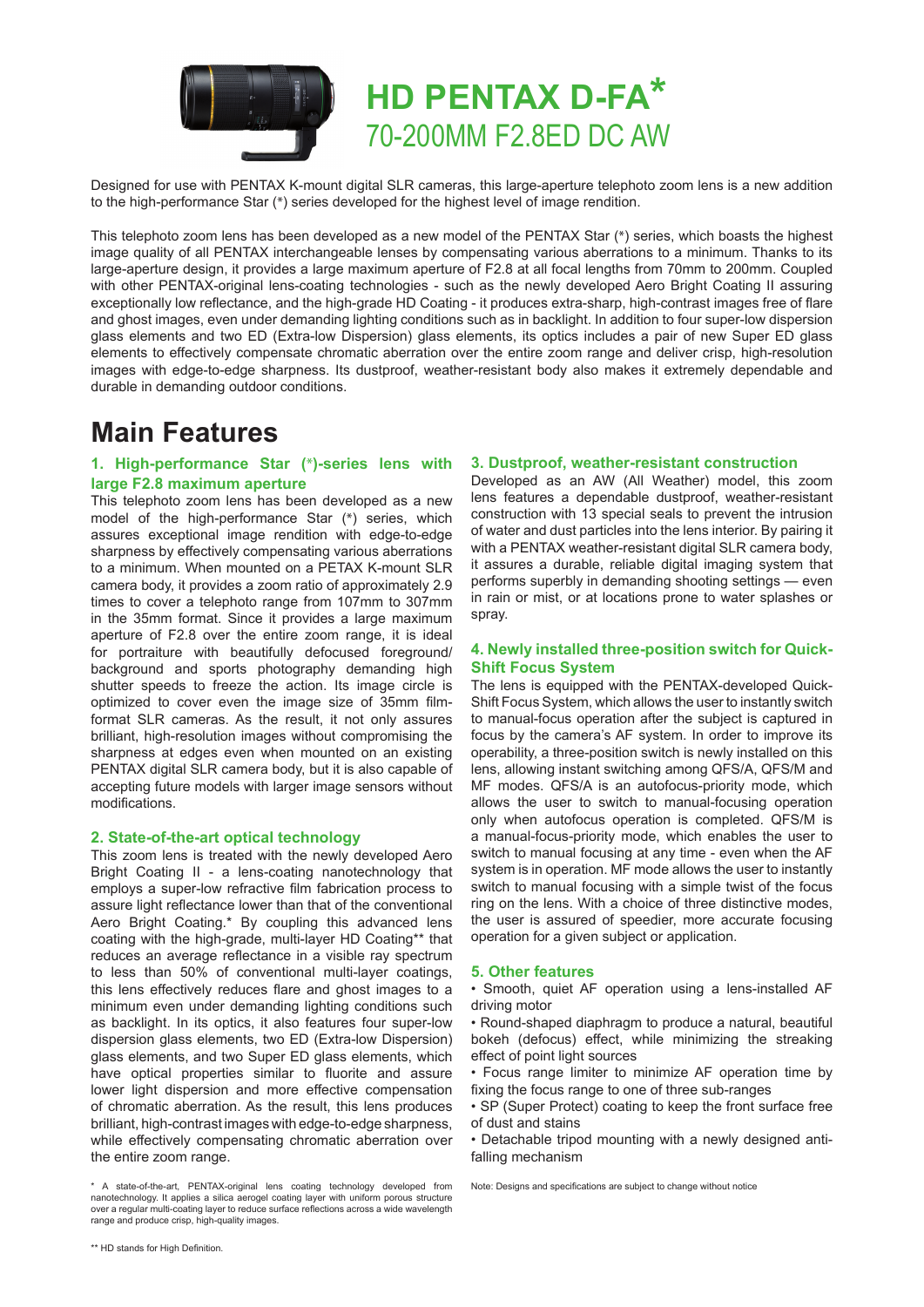# HD PENTAX D-FA*

## 70-200MM F2.8ED DC AW

Designed for use with PENTAX K-mount digital SLR cameras, this large-aperture telephoto zoom lens is a new addition to the high-performance Star (*) series developed for the highest level of image rendition.

This telephoto zoom lens has been developed as a new model of the PENTAX Star (*) series, which boasts the highest image quality of all PENTAX interchangeable lenses by compensating various aberrations to a minimum. Thanks to its large-aperture design, it provides a large maximum aperture of F2.8 at all focal lengths from 70mm to 200mm. Coupled with other PENTAX-original lens-coating technologies - such as the newly developed Aero Bright Coating II assuring exceptionally low reflectance, and the high-grade HD Coating - it produces extra-sharp, high-contrast images free of flare and ghost images, even under demanding lighting conditions such as in backlight. In addition to four super-low dispersion glass elements and two ED (Extra-low Dispersion) glass elements, its optics includes a pair of new Super ED glass elements to effectively compensate chromatic aberration over the entire zoom range and deliver crisp, high-resolution images with edge-to-edge sharpness. Its dustproof, weather-resistant body also makes it extremely dependable and durable in demanding outdoor conditions.

# Main Features

### 1. High-performance Star (*)-series lens with large F2.8 maximum aperture

This telephoto zoom lens has been developed as a new model of the high-performance Star (*) series, which assures exceptional image rendition with edge-to-edge sharpness by effectively compensating various aberrations to a minimum. When mounted on a PETAX K-mount SLR camera body, it provides a zoom ratio of approximately 2.9 times to cover a telephoto range from 107mm to 307mm in the 35mm format. Since it provides a large maximum aperture of F2.8 over the entire zoom range, it is ideal for portraiture with beautifully defocused foreground/ background and sports photography demanding high shutter speeds to freeze the action. Its image circle is optimized to cover even the image size of 35mm film-format SLR cameras. As the result, it not only assures brilliant, high-resolution images without compromising the sharpness at edges even when mounted on an existing PENTAX digital SLR camera body, but it is also capable of accepting future models with larger image sensors without modifications.

### 2. State-of-the-art optical technology

This zoom lens is treated with the newly developed Aero Bright Coating II - a lens-coating nanotechnology that employs a super-low refractive film fabrication process to assure light reflectance lower than that of the conventional Aero Bright Coating.* By coupling this advanced lens coating with the high-grade, multi-layer HD Coating** that reduces an average reflectance in a visible ray spectrum to less than 50% of conventional multi-layer coatings, this lens effectively reduces flare and ghost images to a minimum even under demanding lighting conditions such as backlight. In its optics, it also features four super-low dispersion glass elements, two ED (Extra-low Dispersion) glass elements, and two Super ED glass elements, which have optical properties similar to fluorite and assure lower light dispersion and more effective compensation of chromatic aberration. As the result, this lens produces brilliant, high-contrast images with edge-to-edge sharpness, while effectively compensating chromatic aberration over the entire zoom range.

### 3. Dustproof, weather-resistant construction

Developed as an AW (All Weather) model, this zoom lens features a dependable dustproof, weather-resistant construction with 13 special seals to prevent the intrusion of water and dust particles into the lens interior. By pairing it with a PENTAX weather-resistant digital SLR camera body, it assures a durable, reliable digital imaging system that performs superbly in demanding shooting settings — even in rain or mist, or at locations prone to water splashes or spray.

### 4. Newly installed three-position switch for Quick-Shift Focus System

The lens is equipped with the PENTAX-developed Quick-Shift Focus System, which allows the user to instantly switch to manual-focus operation after the subject is captured in focus by the camera's AF system. In order to improve its operability, a three-position switch is newly installed on this lens, allowing instant switching among QFS/A, QFS/M and MF modes. QFS/A is an autofocus-priority mode, which allows the user to switch to manual-focusing operation only when autofocus operation is completed. QFS/M is a manual-focus-priority mode, which enables the user to switch to manual focusing at any time - even when the AF system is in operation. MF mode allows the user to instantly switch to manual focusing with a simple twist of the focus ring on the lens. With a choice of three distinctive modes, the user is assured of speedier, more accurate focusing operation for a given subject or application.

### 5. Other features

- Smooth, quiet AF operation using a lens-installed AF driving motor
- Round-shaped diaphragm to produce a natural, beautiful bokeh (defocus) effect, while minimizing the streaking effect of point light sources
- Focus range limiter to minimize AF operation time by fixing the focus range to one of three sub-ranges
- SP (Super Protect) coating to keep the front surface free of dust and stains
- Detachable tripod mounting with a newly designed anti-falling mechanism

\* A state-of-the-art, PENTAX-original lens coating technology developed from nanotechnology. It applies a silica aerogel coating layer with uniform porous structure over a regular multi-coating layer to reduce surface reflections across a wide wavelength range and produce crisp, high-quality images.

\*\* HD stands for High Definition.

Note: Designs and specifications are subject to change without notice